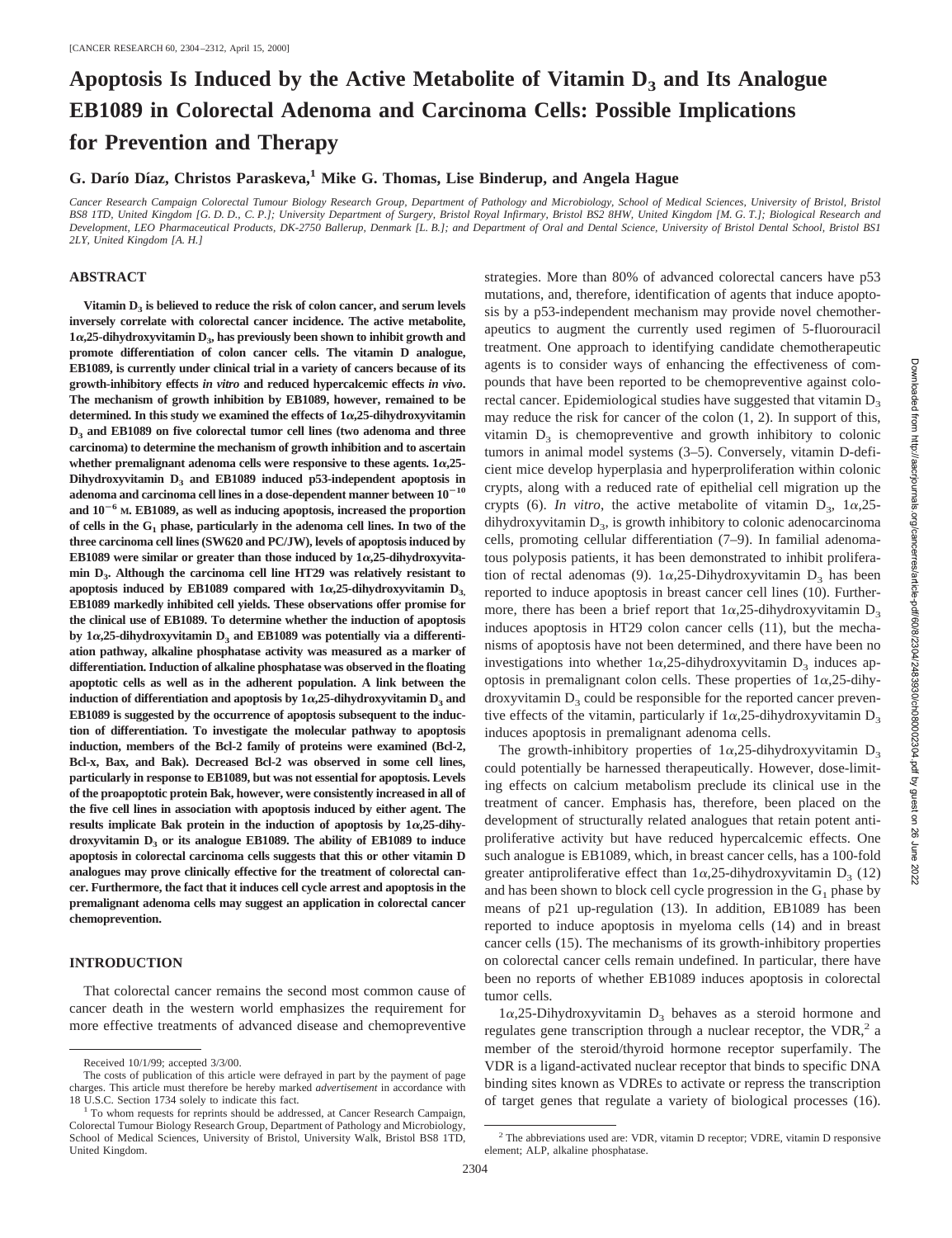# Apoptosis Is Induced by the Active Metabolite of Vitamin $D_3$ and Its Analogue EB1089 in Colorectal Adenoma and Carcinoma Cells: Possible Implications for Prevention and Therapy

**G. Darío Díaz, Christos Paraskeva,[1] Mike G. Thomas, Lise Binderup, and Angela Hague**

*Cancer Research Campaign Colorectal Tumour Biology Research Group, Department of Pathology and Microbiology, School of Medical Sciences, University of Bristol, Bristol BS8 1TD, United Kingdom [G. D. D., C. P.]; University Department of Surgery, Bristol Royal Infirmary, Bristol BS2 8HW, United Kingdom [M. G. T.]; Biological Research and Development, LEO Pharmaceutical Products, DK-2750 Ballerup, Denmark [L. B.]; and Department of Oral and Dental Science, University of Bristol Dental School, Bristol BS1 2LY, United Kingdom [A. H.]*

## ABSTRACT

**Vitamin $D_3$ is believed to reduce the risk of colon cancer, and serum levels inversely correlate with colorectal cancer incidence. The active metabolite, 1α,25-dihydroxyvitamin $D_3$, has previously been shown to inhibit growth and promote differentiation of colon cancer cells. The vitamin D analogue, EB1089, is currently under clinical trial in a variety of cancers because of its growth-inhibitory effects *in vitro* and reduced hypercalcemic effects *in vivo*. The mechanism of growth inhibition by EB1089, however, remained to be determined. In this study we examined the effects of 1α,25-dihydroxyvitamin $D_3$ and EB1089 on five colorectal tumor cell lines (two adenoma and three carcinoma) to determine the mechanism of growth inhibition and to ascertain whether premalignant adenoma cells were responsive to these agents. 1α,25-Dihydroxyvitamin $D_3$ and EB1089 induced p53-independent apoptosis in adenoma and carcinoma cell lines in a dose-dependent manner between $10^{-10}$ and $10^{-6}$ M. EB1089, as well as inducing apoptosis, increased the proportion of cells in the $G_1$ phase, particularly in the adenoma cell lines. In two of the three carcinoma cell lines (SW620 and PC/JW), levels of apoptosis induced by EB1089 were similar or greater than those induced by 1α,25-dihydroxyvitamin $D_3$. Although the carcinoma cell line HT29 was relatively resistant to apoptosis induced by EB1089 compared with 1α,25-dihydroxyvitamin $D_3$, EB1089 markedly inhibited cell yields. These observations offer promise for the clinical use of EB1089. To determine whether the induction of apoptosis by 1α,25-dihydroxyvitamin $D_3$ and EB1089 was potentially via a differentiation pathway, alkaline phosphatase activity was measured as a marker of differentiation. Induction of alkaline phosphatase was observed in the floating apoptotic cells as well as in the adherent population. A link between the induction of differentiation and apoptosis by 1α,25-dihydroxyvitamin $D_3$ and EB1089 is suggested by the occurrence of apoptosis subsequent to the induction of differentiation. To investigate the molecular pathway to apoptosis induction, members of the Bcl-2 family of proteins were examined (Bcl-2, Bcl-x, Bax, and Bak). Decreased Bcl-2 was observed in some cell lines, particularly in response to EB1089, but was not essential for apoptosis. Levels of the proapoptotic protein Bak, however, were consistently increased in all of the five cell lines in association with apoptosis induced by either agent. The results implicate Bak protein in the induction of apoptosis by 1α,25-dihydroxyvitamin $D_3$ or its analogue EB1089. The ability of EB1089 to induce apoptosis in colorectal carcinoma cells suggests that this or other vitamin D analogues may prove clinically effective for the treatment of colorectal cancer. Furthermore, the fact that it induces cell cycle arrest and apoptosis in the premalignant adenoma cells may suggest an application in colorectal cancer chemoprevention.**

## INTRODUCTION

That colorectal cancer remains the second most common cause of cancer death in the western world emphasizes the requirement for more effective treatments of advanced disease and chemopreventive strategies. More than 80% of advanced colorectal cancers have p53 mutations, and, therefore, identification of agents that induce apoptosis by a p53-independent mechanism may provide novel chemotherapeutics to augment the currently used regimen of 5-fluorouracil treatment. One approach to identifying candidate chemotherapeutic agents is to consider ways of enhancing the effectiveness of compounds that have been reported to be chemopreventive against colorectal cancer. Epidemiological studies have suggested that vitamin $D_3$ may reduce the risk for cancer of the colon (1, 2). In support of this, vitamin $D_3$ is chemopreventive and growth inhibitory to colonic tumors in animal model systems (3–5). Conversely, vitamin D-deficient mice develop hyperplasia and hyperproliferation within colonic crypts, along with a reduced rate of epithelial cell migration up the crypts (6). *In vitro*, the active metabolite of vitamin $D_3$, 1α,25-dihydroxyvitamin $D_3$, is growth inhibitory to colonic adenocarcinoma cells, promoting cellular differentiation (7–9). In familial adenomatous polyposis patients, it has been demonstrated to inhibit proliferation of rectal adenomas (9). 1α,25-Dihydroxyvitamin $D_3$ has been reported to induce apoptosis in breast cancer cell lines (10). Furthermore, there has been a brief report that 1α,25-dihydroxyvitamin $D_3$ induces apoptosis in HT29 colon cancer cells (11), but the mechanisms of apoptosis have not been determined, and there have been no investigations into whether 1α,25-dihydroxyvitamin $D_3$ induces apoptosis in premalignant colon cells. These properties of 1α,25-dihydroxyvitamin $D_3$ could be responsible for the reported cancer preventive effects of the vitamin, particularly if 1α,25-dihydroxyvitamin $D_3$ induces apoptosis in premalignant adenoma cells.

The growth-inhibitory properties of 1α,25-dihydroxyvitamin $D_3$ could potentially be harnessed therapeutically. However, dose-limiting effects on calcium metabolism preclude its clinical use in the treatment of cancer. Emphasis has, therefore, been placed on the development of structurally related analogues that retain potent antiproliferative activity but have reduced hypercalcemic effects. One such analogue is EB1089, which, in breast cancer cells, has a 100-fold greater antiproliferative effect than 1α,25-dihydroxyvitamin $D_3$ (12) and has been shown to block cell cycle progression in the $G_1$ phase by means of p21 up-regulation (13). In addition, EB1089 has been reported to induce apoptosis in myeloma cells (14) and in breast cancer cells (15). The mechanisms of its growth-inhibitory properties on colorectal cancer cells remain undefined. In particular, there have been no reports of whether EB1089 induces apoptosis in colorectal tumor cells.

1α,25-Dihydroxyvitamin $D_3$ behaves as a steroid hormone and regulates gene transcription through a nuclear receptor, the VDR,[2] a member of the steroid/thyroid hormone receptor superfamily. The VDR is a ligand-activated nuclear receptor that binds to specific DNA binding sites known as VDREs to activate or repress the transcription of target genes that regulate a variety of biological processes (16).

---

Received 10/1/99; accepted 3/3/00.

The costs of publication of this article were defrayed in part by the payment of page charges. This article must therefore be hereby marked *advertisement* in accordance with 18 U.S.C. Section 1734 solely to indicate this fact.

[1] To whom requests for reprints should be addressed, at Cancer Research Campaign, Colorectal Tumour Biology Research Group, Department of Pathology and Microbiology, School of Medical Sciences, University of Bristol, University Walk, Bristol BS8 1TD, United Kingdom.

[2] The abbreviations used are: VDR, vitamin D receptor; VDRE, vitamin D responsive element; ALP, alkaline phosphatase.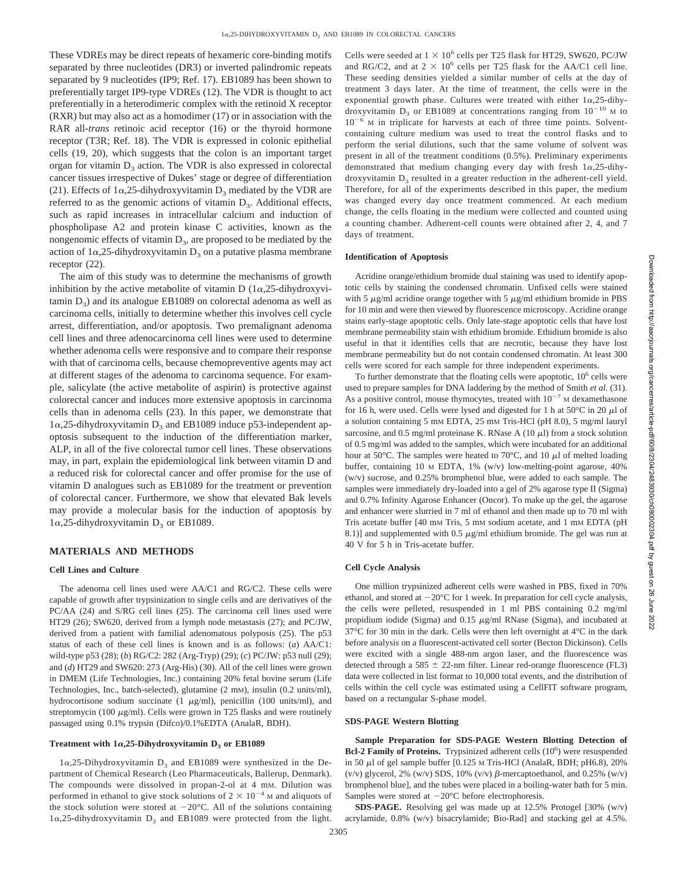These VDREs may be direct repeats of hexameric core-binding motifs separated by three nucleotides (DR3) or inverted palindromic repeats separated by 9 nucleotides (IP9; Ref. 17). EB1089 has been shown to preferentially target IP9-type VDREs (12). The VDR is thought to act preferentially in a heterodimeric complex with the retinoid X receptor (RXR) but may also act as a homodimer (17) or in association with the RAR all-*trans* retinoic acid receptor (16) or the thyroid hormone receptor (T3R; Ref. 18). The VDR is expressed in colonic epithelial cells (19, 20), which suggests that the colon is an important target organ for vitamin $D_3$ action. The VDR is also expressed in colorectal cancer tissues irrespective of Dukes' stage or degree of differentiation (21). Effects of 1α,25-dihydroxyvitamin $D_3$ mediated by the VDR are referred to as the genomic actions of vitamin $D_3$. Additional effects, such as rapid increases in intracellular calcium and induction of phospholipase A2 and protein kinase C activities, known as the nongenomic effects of vitamin $D_3$, are proposed to be mediated by the action of 1α,25-dihydroxyvitamin $D_3$ on a putative plasma membrane receptor (22).

The aim of this study was to determine the mechanisms of growth inhibition by the active metabolite of vitamin D (1α,25-dihydroxyvitamin $D_3$) and its analogue EB1089 on colorectal adenoma as well as carcinoma cells, initially to determine whether this involves cell cycle arrest, differentiation, and/or apoptosis. Two premalignant adenoma cell lines and three adenocarcinoma cell lines were used to determine whether adenoma cells were responsive and to compare their response with that of carcinoma cells, because chemopreventive agents may act at different stages of the adenoma to carcinoma sequence. For example, salicylate (the active metabolite of aspirin) is protective against colorectal cancer and induces more extensive apoptosis in carcinoma cells than in adenoma cells (23). In this paper, we demonstrate that 1α,25-dihydroxyvitamin $D_3$ and EB1089 induce p53-independent apoptosis subsequent to the induction of the differentiation marker, ALP, in all of the five colorectal tumor cell lines. These observations may, in part, explain the epidemiological link between vitamin D and a reduced risk for colorectal cancer and offer promise for the use of vitamin D analogues such as EB1089 for the treatment or prevention of colorectal cancer. Furthermore, we show that elevated Bak levels may provide a molecular basis for the induction of apoptosis by 1α,25-dihydroxyvitamin $D_3$ or EB1089.

## MATERIALS AND METHODS

### Cell Lines and Culture

The adenoma cell lines used were AA/C1 and RG/C2. These cells were capable of growth after trypsinization to single cells and are derivatives of the PC/AA (24) and S/RG cell lines (25). The carcinoma cell lines used were HT29 (26); SW620, derived from a lymph node metastasis (27); and PC/JW, derived from a patient with familial adenomatous polyposis (25). The p53 status of each of these cell lines is known and is as follows: (*a*) AA/C1: wild-type p53 (28); (*b*) RG/C2: 282 (Arg-Tryp) (29); (*c*) PC/JW: p53 null (29); and (*d*) HT29 and SW620: 273 (Arg-His) (30). All of the cell lines were grown in DMEM (Life Technologies, Inc.) containing 20% fetal bovine serum (Life Technologies, Inc., batch-selected), glutamine (2 mM), insulin (0.2 units/ml), hydrocortisone sodium succinate (1 μg/ml), penicillin (100 units/ml), and streptomycin (100 μg/ml). Cells were grown in T25 flasks and were routinely passaged using 0.1% trypsin (Difco)/0.1%EDTA (AnalaR, BDH).

### Treatment with 1α,25-Dihydroxyvitamin $D_3$ or EB1089

1α,25-Dihydroxyvitamin $D_3$ and EB1089 were synthesized in the Department of Chemical Research (Leo Pharmaceuticals, Ballerup, Denmark). The compounds were dissolved in propan-2-ol at 4 mM. Dilution was performed in ethanol to give stock solutions of $2 \times 10^{-4}$ M and aliquots of the stock solution were stored at −20°C. All of the solutions containing 1α,25-dihydroxyvitamin $D_3$ and EB1089 were protected from the light. Cells were seeded at $1 \times 10^6$ cells per T25 flask for HT29, SW620, PC/JW and RG/C2, and at $2 \times 10^6$ cells per T25 flask for the AA/C1 cell line. These seeding densities yielded a similar number of cells at the day of treatment 3 days later. At the time of treatment, the cells were in the exponential growth phase. Cultures were treated with either 1α,25-dihydroxyvitamin $D_3$ or EB1089 at concentrations ranging from $10^{-10}$ M to $10^{-6}$ M in triplicate for harvests at each of three time points. Solvent-containing culture medium was used to treat the control flasks and to perform the serial dilutions, such that the same volume of solvent was present in all of the treatment conditions (0.5%). Preliminary experiments demonstrated that medium changing every day with fresh 1α,25-dihydroxyvitamin $D_3$ resulted in a greater reduction in the adherent-cell yield. Therefore, for all of the experiments described in this paper, the medium was changed every day once treatment commenced. At each medium change, the cells floating in the medium were collected and counted using a counting chamber. Adherent-cell counts were obtained after 2, 4, and 7 days of treatment.

### Identification of Apoptosis

Acridine orange/ethidium bromide dual staining was used to identify apoptotic cells by staining the condensed chromatin. Unfixed cells were stained with 5 μg/ml acridine orange together with 5 μg/ml ethidium bromide in PBS for 10 min and were then viewed by fluorescence microscopy. Acridine orange stains early-stage apoptotic cells. Only late-stage apoptotic cells that have lost membrane permeability stain with ethidium bromide. Ethidium bromide is also useful in that it identifies cells that are necrotic, because they have lost membrane permeability but do not contain condensed chromatin. At least 300 cells were scored for each sample for three independent experiments.

To further demonstrate that the floating cells were apoptotic, $10^6$ cells were used to prepare samples for DNA laddering by the method of Smith *et al.* (31). As a positive control, mouse thymocytes, treated with $10^{-7}$ M dexamethasone for 16 h, were used. Cells were lysed and digested for 1 h at 50°C in 20 μl of a solution containing 5 mM EDTA, 25 mM Tris-HCl (pH 8.0), 5 mg/ml lauryl sarcosine, and 0.5 mg/ml proteinase K. RNase A (10 μl) from a stock solution of 0.5 mg/ml was added to the samples, which were incubated for an additional hour at 50°C. The samples were heated to 70°C, and 10 μl of melted loading buffer, containing 10 M EDTA, 1% (w/v) low-melting-point agarose, 40% (w/v) sucrose, and 0.25% bromphenol blue, were added to each sample. The samples were immediately dry-loaded into a gel of 2% agarose type II (Sigma) and 0.7% Infinity Agarose Enhancer (Oncor). To make up the gel, the agarose and enhancer were slurried in 7 ml of ethanol and then made up to 70 ml with Tris acetate buffer [40 mM Tris, 5 mM sodium acetate, and 1 mM EDTA (pH 8.1)] and supplemented with 0.5 μg/ml ethidium bromide. The gel was run at 40 V for 5 h in Tris-acetate buffer.

### Cell Cycle Analysis

One million trypsinized adherent cells were washed in PBS, fixed in 70% ethanol, and stored at −20°C for 1 week. In preparation for cell cycle analysis, the cells were pelleted, resuspended in 1 ml PBS containing 0.2 mg/ml propidium iodide (Sigma) and 0.15 μg/ml RNase (Sigma), and incubated at 37°C for 30 min in the dark. Cells were then left overnight at 4°C in the dark before analysis on a fluorescent-activated cell sorter (Becton Dickinson). Cells were excited with a single 488-nm argon laser, and the fluorescence was detected through a 585 ± 22-nm filter. Linear red-orange fluorescence (FL3) data were collected in list format to 10,000 total events, and the distribution of cells within the cell cycle was estimated using a CellFIT software program, based on a rectangular S-phase model.

### SDS-PAGE Western Blotting

**Sample Preparation for SDS-PAGE Western Blotting Detection of Bcl-2 Family of Proteins.** Trypsinized adherent cells ($10^6$) were resuspended in 50 μl of gel sample buffer [0.125 M Tris-HCl (AnalaR, BDH; pH6.8), 20% (v/v) glycerol, 2% (w/v) SDS, 10% (v/v) β-mercaptoethanol, and 0.25% (w/v) bromphenol blue], and the tubes were placed in a boiling-water bath for 5 min. Samples were stored at −20°C before electrophoresis.

**SDS-PAGE.** Resolving gel was made up at 12.5% Protogel [30% (w/v) acrylamide, 0.8% (w/v) bisacrylamide; Bio-Rad] and stacking gel at 4.5%.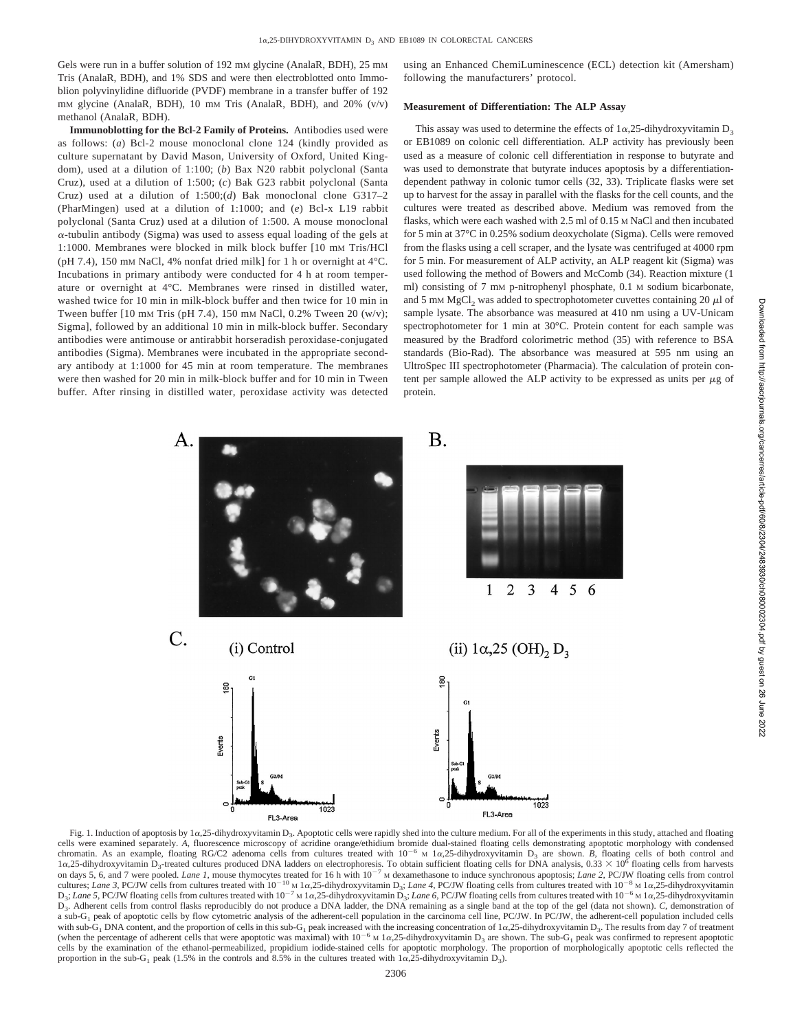Gels were run in a buffer solution of 192 mM glycine (AnalaR, BDH), 25 mM Tris (AnalaR, BDH), and 1% SDS and were then electroblotted onto Immobilon polyvinylidine difluoride (PVDF) membrane in a transfer buffer of 192 mM glycine (AnalaR, BDH), 10 mM Tris (AnalaR, BDH), and 20% (v/v) methanol (AnalaR, BDH).

**Immunoblotting for the Bcl-2 Family of Proteins.** Antibodies used were as follows: (*a*) Bcl-2 mouse monoclonal clone 124 (kindly provided as culture supernatant by David Mason, University of Oxford, United Kingdom), used at a dilution of 1:100; (*b*) Bax N20 rabbit polyclonal (Santa Cruz), used at a dilution of 1:500; (*c*) Bak G23 rabbit polyclonal (Santa Cruz) used at a dilution of 1:500;(*d*) Bak monoclonal clone G317–2 (PharMingen) used at a dilution of 1:1000; and (*e*) Bcl-x L19 rabbit polyclonal (Santa Cruz) used at a dilution of 1:500. A mouse monoclonal $\alpha$-tubulin antibody (Sigma) was used to assess equal loading of the gels at 1:1000. Membranes were blocked in milk block buffer [10 mM Tris/HCl (pH 7.4), 150 mM NaCl, 4% nonfat dried milk] for 1 h or overnight at 4°C. Incubations in primary antibody were conducted for 4 h at room temperature or overnight at 4°C. Membranes were rinsed in distilled water, washed twice for 10 min in milk-block buffer and then twice for 10 min in Tween buffer [10 mM Tris (pH 7.4), 150 mM NaCl, 0.2% Tween 20 (w/v); Sigma], followed by an additional 10 min in milk-block buffer. Secondary antibodies were antimouse or antirabbit horseradish peroxidase-conjugated antibodies (Sigma). Membranes were incubated in the appropriate secondary antibody at 1:1000 for 45 min at room temperature. The membranes were then washed for 20 min in milk-block buffer and for 10 min in Tween buffer. After rinsing in distilled water, peroxidase activity was detected using an Enhanced ChemiLuminescence (ECL) detection kit (Amersham) following the manufacturers' protocol.

### Measurement of Differentiation: The ALP Assay

This assay was used to determine the effects of 1$\alpha$,25-dihydroxyvitamin $D_3$ or EB1089 on colonic cell differentiation. ALP activity has previously been used as a measure of colonic cell differentiation in response to butyrate and was used to demonstrate that butyrate induces apoptosis by a differentiation-dependent pathway in colonic tumor cells (32, 33). Triplicate flasks were set up to harvest for the assay in parallel with the flasks for the cell counts, and the cultures were treated as described above. Medium was removed from the flasks, which were each washed with 2.5 ml of 0.15 M NaCl and then incubated for 5 min at 37°C in 0.25% sodium deoxycholate (Sigma). Cells were removed from the flasks using a cell scraper, and the lysate was centrifuged at 4000 rpm for 5 min. For measurement of ALP activity, an ALP reagent kit (Sigma) was used following the method of Bowers and McComb (34). Reaction mixture (1 ml) consisting of 7 mM p-nitrophenyl phosphate, 0.1 M sodium bicarbonate, and 5 mM $MgCl_2$ was added to spectrophotometer cuvettes containing 20 $\mu$l of sample lysate. The absorbance was measured at 410 nm using a UV-Unicam spectrophotometer for 1 min at 30°C. Protein content for each sample was measured by the Bradford colorimetric method (35) with reference to BSA standards (Bio-Rad). The absorbance was measured at 595 nm using an UltroSpec III spectrophotometer (Pharmacia). The calculation of protein content per sample allowed the ALP activity to be expressed as units per $\mu$g of protein.

Fig. 1. Induction of apoptosis by 1$\alpha$,25-dihydroxyvitamin $D_3$. Apoptotic cells were rapidly shed into the culture medium. For all of the experiments in this study, attached and floating cells were examined separately. *A*, fluorescence microscopy of acridine orange/ethidium bromide dual-stained floating cells demonstrating apoptotic morphology with condensed chromatin. As an example, floating RG/C2 adenoma cells from cultures treated with $10^{-6}$ M 1$\alpha$,25-dihydroxyvitamin $D_3$ are shown. *B*, floating cells of both control and 1$\alpha$,25-dihydroxyvitamin $D_3$-treated cultures produced DNA ladders on electrophoresis. To obtain sufficient floating cells for DNA analysis, $0.33 \times 10^6$ floating cells from harvests on days 5, 6, and 7 were pooled. *Lane 1*, mouse thymocytes treated for 16 h with $10^{-7}$ M dexamethasone to induce synchronous apoptosis; *Lane 2*, PC/JW floating cells from control cultures; *Lane 3*, PC/JW cells from cultures treated with $10^{-10}$ M 1$\alpha$,25-dihydroxyvitamin $D_3$; *Lane 4*, PC/JW floating cells from cultures treated with $10^{-8}$ M 1$\alpha$,25-dihydroxyvitamin $D_3$; *Lane 5*, PC/JW floating cells from cultures treated with $10^{-7}$ M 1$\alpha$,25-dihydroxyvitamin $D_3$; *Lane 6*, PC/JW floating cells from cultures treated with $10^{-6}$ M 1$\alpha$,25-dihydroxyvitamin $D_3$. Adherent cells from control flasks reproducibly do not produce a DNA ladder, the DNA remaining as a single band at the top of the gel (data not shown). *C*, demonstration of a sub-$G_1$ peak of apoptotic cells by flow cytometric analysis of the adherent-cell population in the carcinoma cell line, PC/JW. In PC/JW, the adherent-cell population included cells with sub-$G_1$ DNA content, and the proportion of cells in this sub-$G_1$ peak increased with the increasing concentration of 1$\alpha$,25-dihydroxyvitamin $D_3$. The results from day 7 of treatment (when the percentage of adherent cells that were apoptotic was maximal) with $10^{-6}$ M 1$\alpha$,25-dihydroxyvitamin $D_3$ are shown. The sub-$G_1$ peak was confirmed to represent apoptotic cells by the examination of the ethanol-permeabilized, propidium iodide-stained cells for apoptotic morphology. The proportion of morphologically apoptotic cells reflected the proportion in the sub-$G_1$ peak (1.5% in the controls and 8.5% in the cultures treated with 1$\alpha$,25-dihydroxyvitamin $D_3$).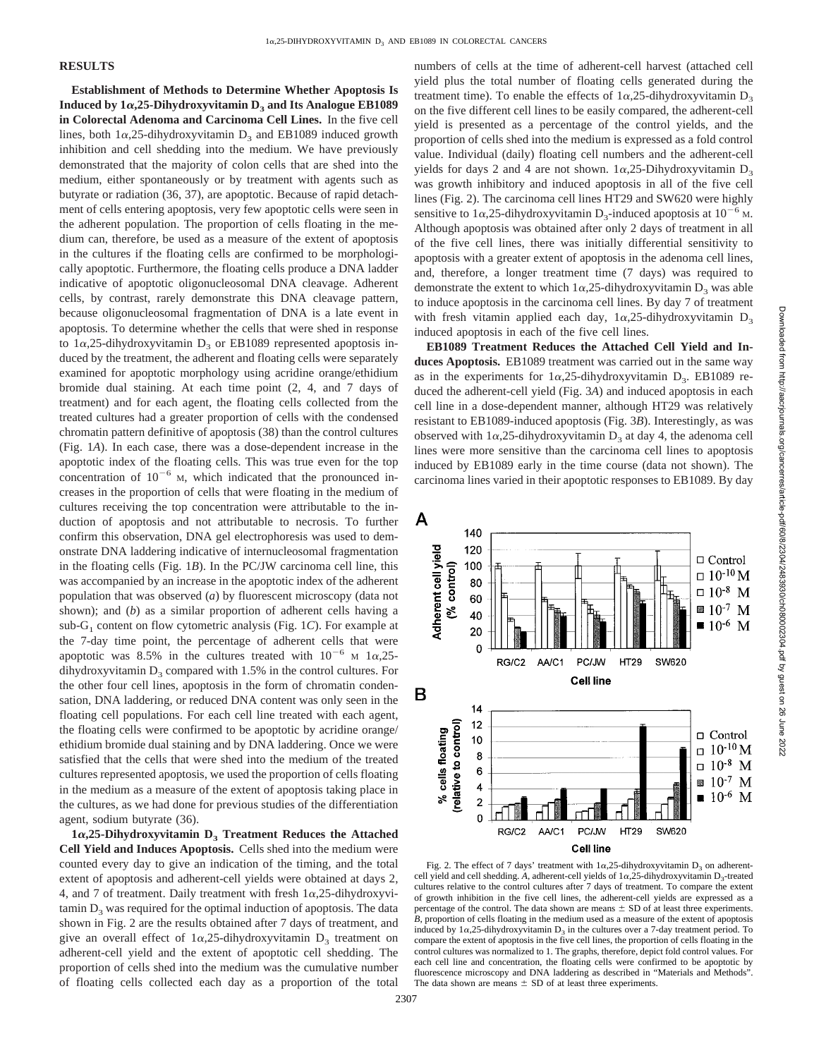## RESULTS

**Establishment of Methods to Determine Whether Apoptosis Is Induced by 1α,25-Dihydroxyvitamin $D_3$ and Its Analogue EB1089 in Colorectal Adenoma and Carcinoma Cell Lines.** In the five cell lines, both 1α,25-dihydroxyvitamin $D_3$ and EB1089 induced growth inhibition and cell shedding into the medium. We have previously demonstrated that the majority of colon cells that are shed into the medium, either spontaneously or by treatment with agents such as butyrate or radiation (36, 37), are apoptotic. Because of rapid detachment of cells entering apoptosis, very few apoptotic cells were seen in the adherent population. The proportion of cells floating in the medium can, therefore, be used as a measure of the extent of apoptosis in the cultures if the floating cells are confirmed to be morphologically apoptotic. Furthermore, the floating cells produce a DNA ladder indicative of apoptotic oligonucleosomal DNA cleavage. Adherent cells, by contrast, rarely demonstrate this DNA cleavage pattern, because oligonucleosomal fragmentation of DNA is a late event in apoptosis. To determine whether the cells that were shed in response to 1α,25-dihydroxyvitamin $D_3$ or EB1089 represented apoptosis induced by the treatment, the adherent and floating cells were separately examined for apoptotic morphology using acridine orange/ethidium bromide dual staining. At each time point (2, 4, and 7 days of treatment) and for each agent, the floating cells collected from the treated cultures had a greater proportion of cells with the condensed chromatin pattern definitive of apoptosis (38) than the control cultures (Fig. 1*A*). In each case, there was a dose-dependent increase in the apoptotic index of the floating cells. This was true even for the top concentration of $10^{-6}$ M, which indicated that the pronounced increases in the proportion of cells that were floating in the medium of cultures receiving the top concentration were attributable to the induction of apoptosis and not attributable to necrosis. To further confirm this observation, DNA gel electrophoresis was used to demonstrate DNA laddering indicative of internucleosomal fragmentation in the floating cells (Fig. 1*B*). In the PC/JW carcinoma cell line, this was accompanied by an increase in the apoptotic index of the adherent population that was observed (*a*) by fluorescent microscopy (data not shown); and (*b*) as a similar proportion of adherent cells having a sub-$G_1$ content on flow cytometric analysis (Fig. 1*C*). For example at the 7-day time point, the percentage of adherent cells that were apoptotic was 8.5% in the cultures treated with $10^{-6}$ M 1α,25-dihydroxyvitamin $D_3$ compared with 1.5% in the control cultures. For the other four cell lines, apoptosis in the form of chromatin condensation, DNA laddering, or reduced DNA content was only seen in the floating cell populations. For each cell line treated with each agent, the floating cells were confirmed to be apoptotic by acridine orange/ethidium bromide dual staining and by DNA laddering. Once we were satisfied that the cells that were shed into the medium of the treated cultures represented apoptosis, we used the proportion of cells floating in the medium as a measure of the extent of apoptosis taking place in the cultures, as we had done for previous studies of the differentiation agent, sodium butyrate (36).

**1α,25-Dihydroxyvitamin $D_3$ Treatment Reduces the Attached Cell Yield and Induces Apoptosis.** Cells shed into the medium were counted every day to give an indication of the timing, and the total extent of apoptosis and adherent-cell yields were obtained at days 2, 4, and 7 of treatment. Daily treatment with fresh 1α,25-dihydroxyvitamin $D_3$ was required for the optimal induction of apoptosis. The data shown in Fig. 2 are the results obtained after 7 days of treatment, and give an overall effect of 1α,25-dihydroxyvitamin $D_3$ treatment on adherent-cell yield and the extent of apoptotic cell shedding. The proportion of cells shed into the medium was the cumulative number of floating cells collected each day as a proportion of the total numbers of cells at the time of adherent-cell harvest (attached cell yield plus the total number of floating cells generated during the treatment time). To enable the effects of 1α,25-dihydroxyvitamin $D_3$ on the five different cell lines to be easily compared, the adherent-cell yield is presented as a percentage of the control yields, and the proportion of cells shed into the medium is expressed as a fold control value. Individual (daily) floating cell numbers and the adherent-cell yields for days 2 and 4 are not shown. 1α,25-Dihydroxyvitamin $D_3$ was growth inhibitory and induced apoptosis in all of the five cell lines (Fig. 2). The carcinoma cell lines HT29 and SW620 were highly sensitive to 1α,25-dihydroxyvitamin $D_3$-induced apoptosis at $10^{-6}$ M. Although apoptosis was obtained after only 2 days of treatment in all of the five cell lines, there was initially differential sensitivity to apoptosis with a greater extent of apoptosis in the adenoma cell lines, and, therefore, a longer treatment time (7 days) was required to demonstrate the extent to which 1α,25-dihydroxyvitamin $D_3$ was able to induce apoptosis in the carcinoma cell lines. By day 7 of treatment with fresh vitamin applied each day, 1α,25-dihydroxyvitamin $D_3$ induced apoptosis in each of the five cell lines.

**EB1089 Treatment Reduces the Attached Cell Yield and Induces Apoptosis.** EB1089 treatment was carried out in the same way as in the experiments for 1α,25-dihydroxyvitamin $D_3$. EB1089 reduced the adherent-cell yield (Fig. 3*A*) and induced apoptosis in each cell line in a dose-dependent manner, although HT29 was relatively resistant to EB1089-induced apoptosis (Fig. 3*B*). Interestingly, as was observed with 1α,25-dihydroxyvitamin $D_3$ at day 4, the adenoma cell lines were more sensitive than the carcinoma cell lines to apoptosis induced by EB1089 early in the time course (data not shown). The carcinoma lines varied in their apoptotic responses to EB1089. By day

Fig. 2. The effect of 7 days' treatment with 1α,25-dihydroxyvitamin $D_3$ on adherent-cell yield and cell shedding. *A*, adherent-cell yields of 1α,25-dihydroxyvitamin $D_3$-treated cultures relative to the control cultures after 7 days of treatment. To compare the extent of growth inhibition in the five cell lines, the adherent-cell yields are expressed as a percentage of the control. The data shown are means ± SD of at least three experiments. *B*, proportion of cells floating in the medium used as a measure of the extent of apoptosis induced by 1α,25-dihydroxyvitamin $D_3$ in the cultures over a 7-day treatment period. To compare the extent of apoptosis in the five cell lines, the proportion of cells floating in the control cultures was normalized to 1. The graphs, therefore, depict fold control values. For each cell line and concentration, the floating cells were confirmed to be apoptotic by fluorescence microscopy and DNA laddering as described in "Materials and Methods". The data shown are means ± SD of at least three experiments.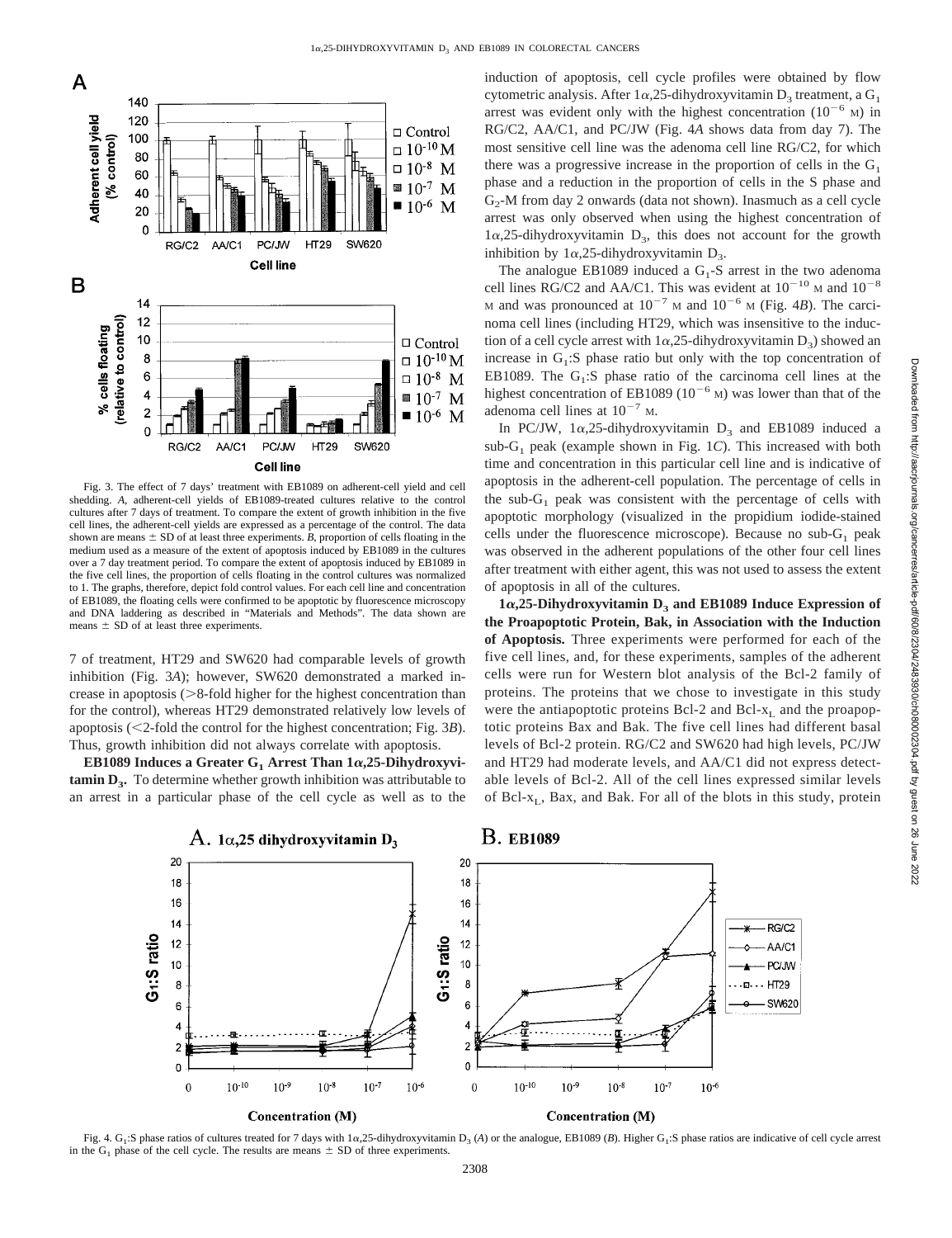Fig. 3. The effect of 7 days' treatment with EB1089 on adherent-cell yield and cell shedding. *A*, adherent-cell yields of EB1089-treated cultures relative to the control cultures after 7 days of treatment. To compare the extent of growth inhibition in the five cell lines, the adherent-cell yields are expressed as a percentage of the control. The data shown are means ± SD of at least three experiments. *B*, proportion of cells floating in the medium used as a measure of the extent of apoptosis induced by EB1089 in the cultures over a 7 day treatment period. To compare the extent of apoptosis induced by EB1089 in the five cell lines, the proportion of cells floating in the control cultures was normalized to 1. The graphs, therefore, depict fold control values. For each cell line and concentration of EB1089, the floating cells were confirmed to be apoptotic by fluorescence microscopy and DNA laddering as described in "Materials and Methods". The data shown are means ± SD of at least three experiments.

7 of treatment, HT29 and SW620 had comparable levels of growth inhibition (Fig. 3*A*); however, SW620 demonstrated a marked increase in apoptosis (>8-fold higher for the highest concentration than for the control), whereas HT29 demonstrated relatively low levels of apoptosis (<2-fold the control for the highest concentration; Fig. 3*B*). Thus, growth inhibition did not always correlate with apoptosis.

**EB1089 Induces a Greater $G_1$ Arrest Than 1α,25-Dihydroxyvitamin $D_3$.** To determine whether growth inhibition was attributable to an arrest in a particular phase of the cell cycle as well as to the induction of apoptosis, cell cycle profiles were obtained by flow cytometric analysis. After 1α,25-dihydroxyvitamin $D_3$ treatment, a $G_1$ arrest was evident only with the highest concentration ($10^{-6}$ M) in RG/C2, AA/C1, and PC/JW (Fig. 4*A* shows data from day 7). The most sensitive cell line was the adenoma cell line RG/C2, for which there was a progressive increase in the proportion of cells in the $G_1$ phase and a reduction in the proportion of cells in the S phase and $G_2$-M from day 2 onwards (data not shown). Inasmuch as a cell cycle arrest was only observed when using the highest concentration of 1α,25-dihydroxyvitamin $D_3$, this does not account for the growth inhibition by 1α,25-dihydroxyvitamin $D_3$.

The analogue EB1089 induced a $G_1$-S arrest in the two adenoma cell lines RG/C2 and AA/C1. This was evident at $10^{-10}$ M and $10^{-8}$ M and was pronounced at $10^{-7}$ M and $10^{-6}$ M (Fig. 4*B*). The carcinoma cell lines (including HT29, which was insensitive to the induction of a cell cycle arrest with 1α,25-dihydroxyvitamin $D_3$) showed an increase in $G_1$:S phase ratio but only with the top concentration of EB1089. The $G_1$:S phase ratio of the carcinoma cell lines at the highest concentration of EB1089 ($10^{-6}$ M) was lower than that of the adenoma cell lines at $10^{-7}$ M.

In PC/JW, 1α,25-dihydroxyvitamin $D_3$ and EB1089 induced a sub-$G_1$ peak (example shown in Fig. 1*C*). This increased with both time and concentration in this particular cell line and is indicative of apoptosis in the adherent-cell population. The percentage of cells in the sub-$G_1$ peak was consistent with the percentage of cells with apoptotic morphology (visualized in the propidium iodide-stained cells under the fluorescence microscope). Because no sub-$G_1$ peak was observed in the adherent populations of the other four cell lines after treatment with either agent, this was not used to assess the extent of apoptosis in all of the cultures.

**1α,25-Dihydroxyvitamin $D_3$ and EB1089 Induce Expression of the Proapoptotic Protein, Bak, in Association with the Induction of Apoptosis.** Three experiments were performed for each of the five cell lines, and, for these experiments, samples of the adherent cells were run for Western blot analysis of the Bcl-2 family of proteins. The proteins that we chose to investigate in this study were the antiapoptotic proteins Bcl-2 and Bcl-$x_L$ and the proapoptotic proteins Bax and Bak. The five cell lines had different basal levels of Bcl-2 protein. RG/C2 and SW620 had high levels, PC/JW and HT29 had moderate levels, and AA/C1 did not express detectable levels of Bcl-2. All of the cell lines expressed similar levels of Bcl-$x_L$, Bax, and Bak. For all of the blots in this study, protein

Fig. 4. $G_1$:S phase ratios of cultures treated for 7 days with 1α,25-dihydroxyvitamin $D_3$ (*A*) or the analogue, EB1089 (*B*). Higher $G_1$:S phase ratios are indicative of cell cycle arrest in the $G_1$ phase of the cell cycle. The results are means ± SD of three experiments.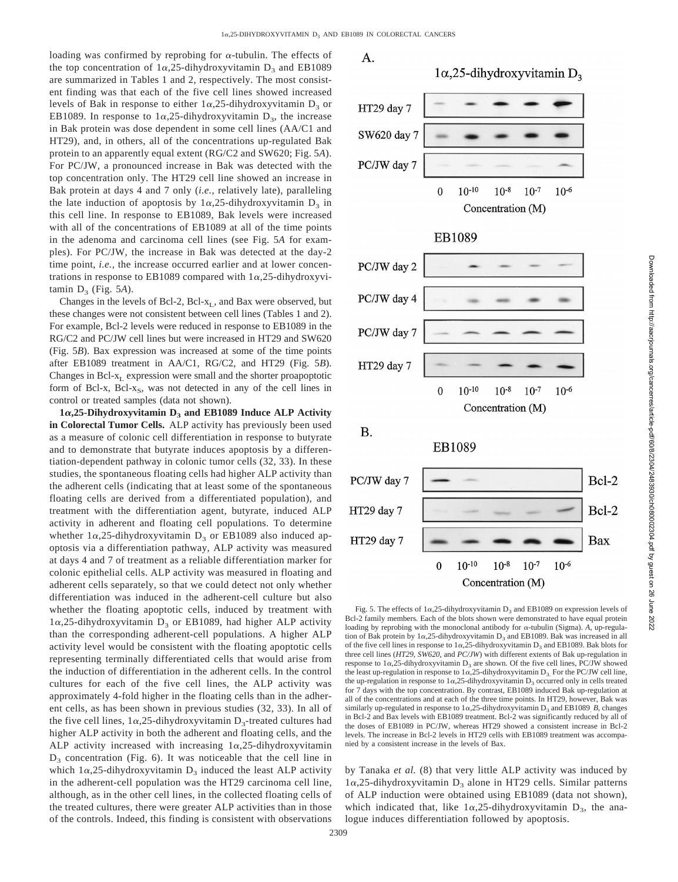loading was confirmed by reprobing for $\alpha$-tubulin. The effects of the top concentration of $1\alpha$,25-dihydroxyvitamin $D_3$ and EB1089 are summarized in Tables 1 and 2, respectively. The most consistent finding was that each of the five cell lines showed increased levels of Bak in response to either $1\alpha$,25-dihydroxyvitamin $D_3$ or EB1089. In response to $1\alpha$,25-dihydroxyvitamin $D_3$, the increase in Bak protein was dose dependent in some cell lines (AA/C1 and HT29), and, in others, all of the concentrations up-regulated Bak protein to an apparently equal extent (RG/C2 and SW620; Fig. 5*A*). For PC/JW, a pronounced increase in Bak was detected with the top concentration only. The HT29 cell line showed an increase in Bak protein at days 4 and 7 only (*i.e.,* relatively late), paralleling the late induction of apoptosis by $1\alpha$,25-dihydroxyvitamin $D_3$ in this cell line. In response to EB1089, Bak levels were increased with all of the concentrations of EB1089 at all of the time points in the adenoma and carcinoma cell lines (see Fig. 5*A* for examples). For PC/JW, the increase in Bak was detected at the day-2 time point, *i.e.,* the increase occurred earlier and at lower concentrations in response to EB1089 compared with $1\alpha$,25-dihydroxyvitamin $D_3$ (Fig. 5*A*).

Changes in the levels of Bcl-2, Bcl-$x_L$, and Bax were observed, but these changes were not consistent between cell lines (Tables 1 and 2). For example, Bcl-2 levels were reduced in response to EB1089 in the RG/C2 and PC/JW cell lines but were increased in HT29 and SW620 (Fig. 5*B*). Bax expression was increased at some of the time points after EB1089 treatment in AA/C1, RG/C2, and HT29 (Fig. 5*B*). Changes in Bcl-$x_L$ expression were small and the shorter proapoptotic form of Bcl-x, Bcl-$x_S$, was not detected in any of the cell lines in control or treated samples (data not shown).

**$1\alpha$,25-Dihydroxyvitamin $D_3$ and EB1089 Induce ALP Activity in Colorectal Tumor Cells.** ALP activity has previously been used as a measure of colonic cell differentiation in response to butyrate and to demonstrate that butyrate induces apoptosis by a differentiation-dependent pathway in colonic tumor cells (32, 33). In these studies, the spontaneous floating cells had higher ALP activity than the adherent cells (indicating that at least some of the spontaneous floating cells are derived from a differentiated population), and treatment with the differentiation agent, butyrate, induced ALP activity in adherent and floating cell populations. To determine whether $1\alpha$,25-dihydroxyvitamin $D_3$ or EB1089 also induced apoptosis via a differentiation pathway, ALP activity was measured at days 4 and 7 of treatment as a reliable differentiation marker for colonic epithelial cells. ALP activity was measured in floating and adherent cells separately, so that we could detect not only whether differentiation was induced in the adherent-cell culture but also whether the floating apoptotic cells, induced by treatment with $1\alpha$,25-dihydroxyvitamin $D_3$ or EB1089, had higher ALP activity than the corresponding adherent-cell populations. A higher ALP activity level would be consistent with the floating apoptotic cells representing terminally differentiated cells that would arise from the induction of differentiation in the adherent cells. In the control cultures for each of the five cell lines, the ALP activity was approximately 4-fold higher in the floating cells than in the adherent cells, as has been shown in previous studies (32, 33). In all of the five cell lines, $1\alpha$,25-dihydroxyvitamin $D_3$-treated cultures had higher ALP activity in both the adherent and floating cells, and the ALP activity increased with increasing $1\alpha$,25-dihydroxyvitamin $D_3$ concentration (Fig. 6). It was noticeable that the cell line in which $1\alpha$,25-dihydroxyvitamin $D_3$ induced the least ALP activity in the adherent-cell population was the HT29 carcinoma cell line, although, as in the other cell lines, in the collected floating cells of the treated cultures, there were greater ALP activities than in those of the controls. Indeed, this finding is consistent with observations by Tanaka *et al.* (8) that very little ALP activity was induced by $1\alpha$,25-dihydroxyvitamin $D_3$ alone in HT29 cells. Similar patterns of ALP induction were obtained using EB1089 (data not shown), which indicated that, like $1\alpha$,25-dihydroxyvitamin $D_3$, the analogue induces differentiation followed by apoptosis.

Fig. 5. The effects of $1\alpha$,25-dihydroxyvitamin $D_3$ and EB1089 on expression levels of Bcl-2 family members. Each of the blots shown were demonstrated to have equal protein loading by reprobing with the monoclonal antibody for $\alpha$-tubulin (Sigma). *A*, up-regulation of Bak protein by $1\alpha$,25-dihydroxyvitamin $D_3$ and EB1089. Bak was increased in all of the five cell lines in response to $1\alpha$,25-dihydroxyvitamin $D_3$ and EB1089. Bak blots for three cell lines (*HT29*, *SW620*, and *PC/JW*) with different extents of Bak up-regulation in response to $1\alpha$,25-dihydroxyvitamin $D_3$ are shown. Of the five cell lines, PC/JW showed the least up-regulation in response to $1\alpha$,25-dihydroxyvitamin $D_3$. For the PC/JW cell line, the up-regulation in response to $1\alpha$,25-dihydroxyvitamin $D_3$ occurred only in cells treated for 7 days with the top concentration. By contrast, EB1089 induced Bak up-regulation at all of the concentrations and at each of the three time points. In HT29, however, Bak was similarly up-regulated in response to $1\alpha$,25-dihydroxyvitamin $D_3$ and EB1089. *B*, changes in Bcl-2 and Bax levels with EB1089 treatment. Bcl-2 was significantly reduced by all of the doses of EB1089 in PC/JW, whereas HT29 showed a consistent increase in Bcl-2 levels. The increase in Bcl-2 levels in HT29 cells with EB1089 treatment was accompanied by a consistent increase in the levels of Bax.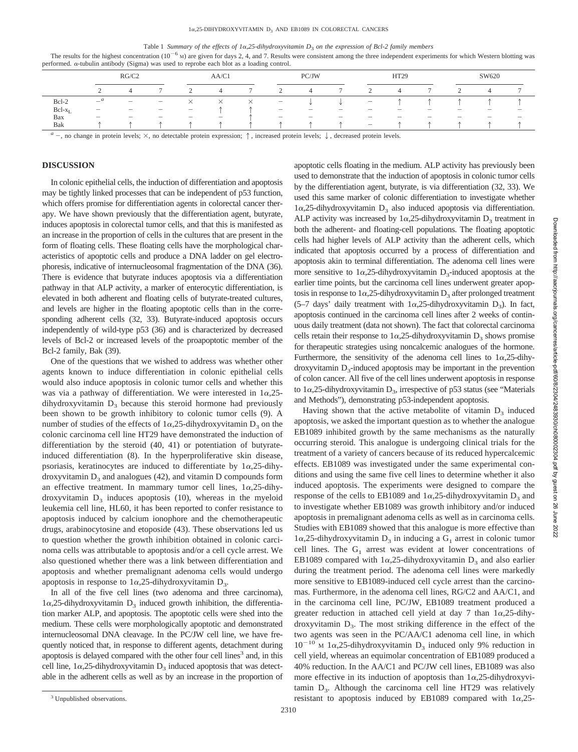Table 1 *Summary of the effects of 1α,25-dihydroxyvitamin $D_3$ on the expression of Bcl-2 family members*

The results for the highest concentration ($10^{-6}$ M) are given for days 2, 4, and 7. Results were consistent among the three independent experiments for which Western blotting was performed. α-tubulin antibody (Sigma) was used to reprobe each blot as a loading control.

| | RG/C2 | | | AA/C1 | | | PC/JW | | | HT29 | | | SW620 | | |
|---|---|---|---|---|---|---|---|---|---|---|---|---|---|---|---|
| | 2 | 4 | 7 | 2 | 4 | 7 | 2 | 4 | 7 | 2 | 4 | 7 | 2 | 4 | 7 |
| Bcl-2 | –[a] | – | – | × | × | × | – | ↓ | ↓ | – | ↑ | ↑ | ↑ | ↑ | ↑ |
| Bcl-$x_L$ | – | – | – | – | ↑ | ↑ | – | – | – | – | – | – | – | – | – |
| Bax | – | – | – | – | – | ↑ | – | – | – | – | – | – | – | – | – |
| Bak | ↑ | ↑ | ↑ | ↑ | ↑ | ↑ | ↑ | ↑ | ↑ | – | ↑ | ↑ | ↑ | ↑ | ↑ |

[a] –, no change in protein levels; ×, no detectable protein expression; ↑, increased protein levels; ↓, decreased protein levels.

## DISCUSSION

In colonic epithelial cells, the induction of differentiation and apoptosis may be tightly linked processes that can be independent of p53 function, which offers promise for differentiation agents in colorectal cancer therapy. We have shown previously that the differentiation agent, butyrate, induces apoptosis in colorectal tumor cells, and that this is manifested as an increase in the proportion of cells in the cultures that are present in the form of floating cells. These floating cells have the morphological characteristics of apoptotic cells and produce a DNA ladder on gel electrophoresis, indicative of internucleosomal fragmentation of the DNA (36). There is evidence that butyrate induces apoptosis via a differentiation pathway in that ALP activity, a marker of enterocytic differentiation, is elevated in both adherent and floating cells of butyrate-treated cultures, and levels are higher in the floating apoptotic cells than in the corresponding adherent cells (32, 33). Butyrate-induced apoptosis occurs independently of wild-type p53 (36) and is characterized by decreased levels of Bcl-2 or increased levels of the proapoptotic member of the Bcl-2 family, Bak (39).

One of the questions that we wished to address was whether other agents known to induce differentiation in colonic epithelial cells would also induce apoptosis in colonic tumor cells and whether this was via a pathway of differentiation. We were interested in 1α,25-dihydroxyvitamin $D_3$ because this steroid hormone had previously been shown to be growth inhibitory to colonic tumor cells (9). A number of studies of the effects of 1α,25-dihydroxyvitamin $D_3$ on the colonic carcinoma cell line HT29 have demonstrated the induction of differentiation by the steroid (40, 41) or potentiation of butyrate-induced differentiation (8). In the hyperproliferative skin disease, psoriasis, keratinocytes are induced to differentiate by 1α,25-dihydroxyvitamin $D_3$ and analogues (42), and vitamin D compounds form an effective treatment. In mammary tumor cell lines, 1α,25-dihydroxyvitamin $D_3$ induces apoptosis (10), whereas in the myeloid leukemia cell line, HL60, it has been reported to confer resistance to apoptosis induced by calcium ionophore and the chemotherapeutic drugs, arabinocytosine and etoposide (43). These observations led us to question whether the growth inhibition obtained in colonic carcinoma cells was attributable to apoptosis and/or a cell cycle arrest. We also questioned whether there was a link between differentiation and apoptosis and whether premalignant adenoma cells would undergo apoptosis in response to 1α,25-dihydroxyvitamin $D_3$.

In all of the five cell lines (two adenoma and three carcinoma), 1α,25-dihydroxyvitamin $D_3$ induced growth inhibition, the differentiation marker ALP, and apoptosis. The apoptotic cells were shed into the medium. These cells were morphologically apoptotic and demonstrated internucleosomal DNA cleavage. In the PC/JW cell line, we have frequently noticed that, in response to different agents, detachment during apoptosis is delayed compared with the other four cell lines[3] and, in this cell line, 1α,25-dihydroxyvitamin $D_3$ induced apoptosis that was detectable in the adherent cells as well as by an increase in the proportion of apoptotic cells floating in the medium. ALP activity has previously been used to demonstrate that the induction of apoptosis in colonic tumor cells by the differentiation agent, butyrate, is via differentiation (32, 33). We used this same marker of colonic differentiation to investigate whether 1α,25-dihydroxyvitamin $D_3$ also induced apoptosis via differentiation. ALP activity was increased by 1α,25-dihydroxyvitamin $D_3$ treatment in both the adherent- and floating-cell populations. The floating apoptotic cells had higher levels of ALP activity than the adherent cells, which indicated that apoptosis occurred by a process of differentiation and apoptosis akin to terminal differentiation. The adenoma cell lines were more sensitive to 1α,25-dihydroxyvitamin $D_3$-induced apoptosis at the earlier time points, but the carcinoma cell lines underwent greater apoptosis in response to 1α,25-dihydroxyvitamin $D_3$ after prolonged treatment (5–7 days' daily treatment with 1α,25-dihydroxyvitamin $D_3$). In fact, apoptosis continued in the carcinoma cell lines after 2 weeks of continuous daily treatment (data not shown). The fact that colorectal carcinoma cells retain their response to 1α,25-dihydroxyvitamin $D_3$ shows promise for therapeutic strategies using noncalcemic analogues of the hormone. Furthermore, the sensitivity of the adenoma cell lines to 1α,25-dihydroxyvitamin $D_3$-induced apoptosis may be important in the prevention of colon cancer. All five of the cell lines underwent apoptosis in response to 1α,25-dihydroxyvitamin $D_3$, irrespective of p53 status (see "Materials and Methods"), demonstrating p53-independent apoptosis.

Having shown that the active metabolite of vitamin $D_3$ induced apoptosis, we asked the important question as to whether the analogue EB1089 inhibited growth by the same mechanisms as the naturally occurring steroid. This analogue is undergoing clinical trials for the treatment of a variety of cancers because of its reduced hypercalcemic effects. EB1089 was investigated under the same experimental conditions and using the same five cell lines to determine whether it also induced apoptosis. The experiments were designed to compare the response of the cells to EB1089 and 1α,25-dihydroxyvitamin $D_3$ and to investigate whether EB1089 was growth inhibitory and/or induced apoptosis in premalignant adenoma cells as well as in carcinoma cells. Studies with EB1089 showed that this analogue is more effective than 1α,25-dihydroxyvitamin $D_3$ in inducing a $G_1$ arrest in colonic tumor cell lines. The $G_1$ arrest was evident at lower concentrations of EB1089 compared with 1α,25-dihydroxyvitamin $D_3$ and also earlier during the treatment period. The adenoma cell lines were markedly more sensitive to EB1089-induced cell cycle arrest than the carcinomas. Furthermore, in the adenoma cell lines, RG/C2 and AA/C1, and in the carcinoma cell line, PC/JW, EB1089 treatment produced a greater reduction in attached cell yield at day 7 than 1α,25-dihydroxyvitamin $D_3$. The most striking difference in the effect of the two agents was seen in the PC/AA/C1 adenoma cell line, in which $10^{-10}$ M 1α,25-dihydroxyvitamin $D_3$ induced only 9% reduction in cell yield, whereas an equimolar concentration of EB1089 produced a 40% reduction. In the AA/C1 and PC/JW cell lines, EB1089 was also more effective in its induction of apoptosis than 1α,25-dihydroxyvitamin $D_3$. Although the carcinoma cell line HT29 was relatively resistant to apoptosis induced by EB1089 compared with 1α,25-

[3] Unpublished observations.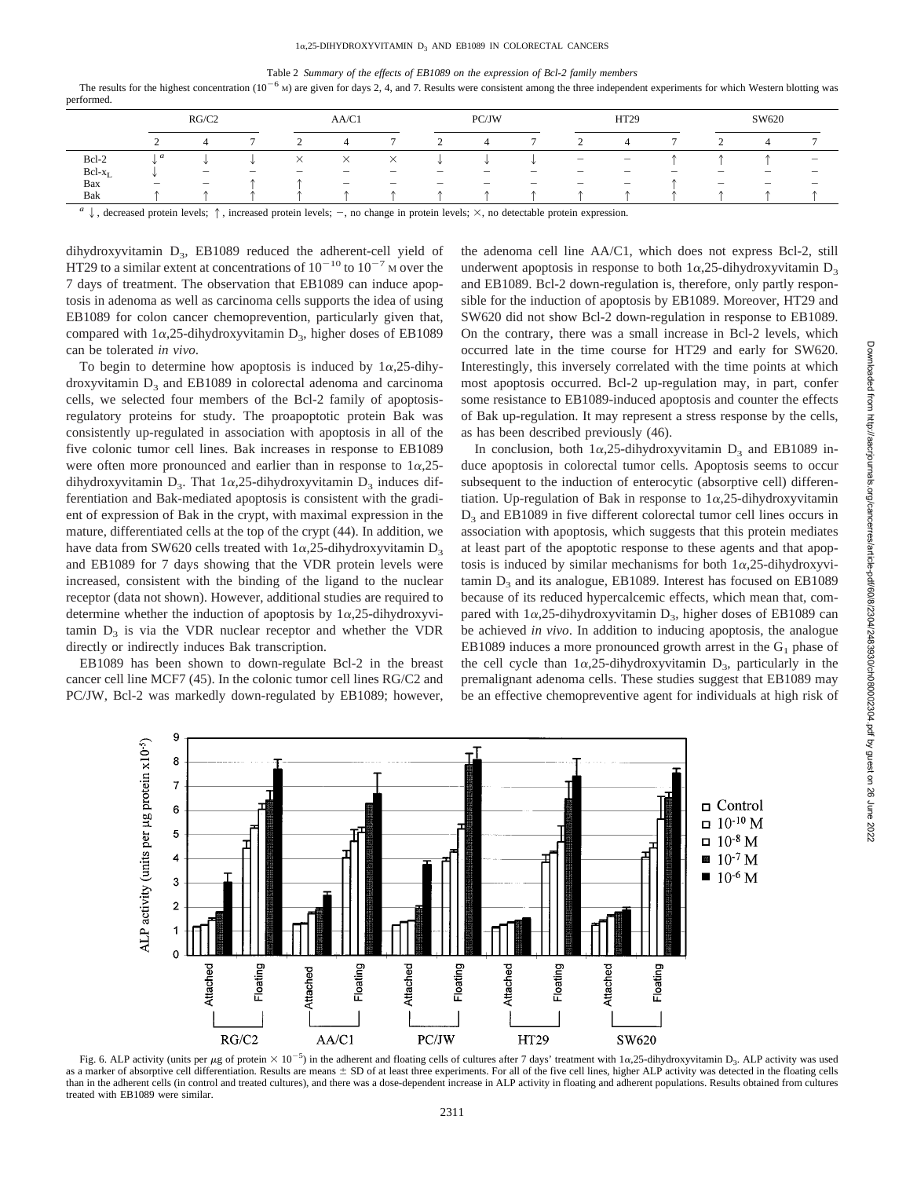Table 2 *Summary of the effects of EB1089 on the expression of Bcl-2 family members*

The results for the highest concentration ($10^{-6}$ M) are given for days 2, 4, and 7. Results were consistent among the three independent experiments for which Western blotting was performed.

| | RG/C2 | | | AA/C1 | | | PC/JW | | | HT29 | | | SW620 | | |
|---|---|---|---|---|---|---|---|---|---|---|---|---|---|---|---|
| | 2 | 4 | 7 | 2 | 4 | 7 | 2 | 4 | 7 | 2 | 4 | 7 | 2 | 4 | 7 |
| Bcl-2 | ↓[a] | ↓ | ↓ | × | × | × | ↓ | ↓ | ↓ | − | − | ↑ | ↑ | ↑ | − |
| Bcl-$x_L$ | ↓ | − | − | − | − | − | − | − | − | − | − | − | − | − | − |
| Bax | − | − | ↑ | ↑ | − | − | − | − | − | − | − | ↑ | − | − | − |
| Bak | ↑ | ↑ | ↑ | ↑ | ↑ | ↑ | ↑ | ↑ | ↑ | ↑ | ↑ | ↑ | ↑ | ↑ | ↑ |

[a] ↓, decreased protein levels; ↑, increased protein levels; −, no change in protein levels; ×, no detectable protein expression.

dihydroxyvitamin $D_3$, EB1089 reduced the adherent-cell yield of HT29 to a similar extent at concentrations of $10^{-10}$ to $10^{-7}$ M over the 7 days of treatment. The observation that EB1089 can induce apoptosis in adenoma as well as carcinoma cells supports the idea of using EB1089 for colon cancer chemoprevention, particularly given that, compared with 1α,25-dihydroxyvitamin $D_3$, higher doses of EB1089 can be tolerated *in vivo*.

To begin to determine how apoptosis is induced by 1α,25-dihydroxyvitamin $D_3$ and EB1089 in colorectal adenoma and carcinoma cells, we selected four members of the Bcl-2 family of apoptosis-regulatory proteins for study. The proapoptotic protein Bak was consistently up-regulated in association with apoptosis in all of the five colonic tumor cell lines. Bak increases in response to EB1089 were often more pronounced and earlier than in response to 1α,25-dihydroxyvitamin $D_3$. That 1α,25-dihydroxyvitamin $D_3$ induces differentiation and Bak-mediated apoptosis is consistent with the gradient of expression of Bak in the crypt, with maximal expression in the mature, differentiated cells at the top of the crypt (44). In addition, we have data from SW620 cells treated with 1α,25-dihydroxyvitamin $D_3$ and EB1089 for 7 days showing that the VDR protein levels were increased, consistent with the binding of the ligand to the nuclear receptor (data not shown). However, additional studies are required to determine whether the induction of apoptosis by 1α,25-dihydroxyvitamin $D_3$ is via the VDR nuclear receptor and whether the VDR directly or indirectly induces Bak transcription.

EB1089 has been shown to down-regulate Bcl-2 in the breast cancer cell line MCF7 (45). In the colonic tumor cell lines RG/C2 and PC/JW, Bcl-2 was markedly down-regulated by EB1089; however, the adenoma cell line AA/C1, which does not express Bcl-2, still underwent apoptosis in response to both 1α,25-dihydroxyvitamin $D_3$ and EB1089. Bcl-2 down-regulation is, therefore, only partly responsible for the induction of apoptosis by EB1089. Moreover, HT29 and SW620 did not show Bcl-2 down-regulation in response to EB1089. On the contrary, there was a small increase in Bcl-2 levels, which occurred late in the time course for HT29 and early for SW620. Interestingly, this inversely correlated with the time points at which most apoptosis occurred. Bcl-2 up-regulation may, in part, confer some resistance to EB1089-induced apoptosis and counter the effects of Bak up-regulation. It may represent a stress response by the cells, as has been described previously (46).

In conclusion, both 1α,25-dihydroxyvitamin $D_3$ and EB1089 induce apoptosis in colorectal tumor cells. Apoptosis seems to occur subsequent to the induction of enterocytic (absorptive cell) differentiation. Up-regulation of Bak in response to 1α,25-dihydroxyvitamin $D_3$ and EB1089 in five different colorectal tumor cell lines occurs in association with apoptosis, which suggests that this protein mediates at least part of the apoptotic response to these agents and that apoptosis is induced by similar mechanisms for both 1α,25-dihydroxyvitamin $D_3$ and its analogue, EB1089. Interest has focused on EB1089 because of its reduced hypercalcemic effects, which mean that, compared with 1α,25-dihydroxyvitamin $D_3$, higher doses of EB1089 can be achieved *in vivo*. In addition to inducing apoptosis, the analogue EB1089 induces a more pronounced growth arrest in the $G_1$ phase of the cell cycle than 1α,25-dihydroxyvitamin $D_3$, particularly in the premalignant adenoma cells. These studies suggest that EB1089 may be an effective chemopreventive agent for individuals at high risk of

Fig. 6. ALP activity (units per μg of protein × $10^{-5}$) in the adherent and floating cells of cultures after 7 days' treatment with 1α,25-dihydroxyvitamin $D_3$. ALP activity was used as a marker of absorptive cell differentiation. Results are means ± SD of at least three experiments. For all of the five cell lines, higher ALP activity was detected in the floating cells than in the adherent cells (in control and treated cultures), and there was a dose-dependent increase in ALP activity in floating and adherent populations. Results obtained from cultures treated with EB1089 were similar.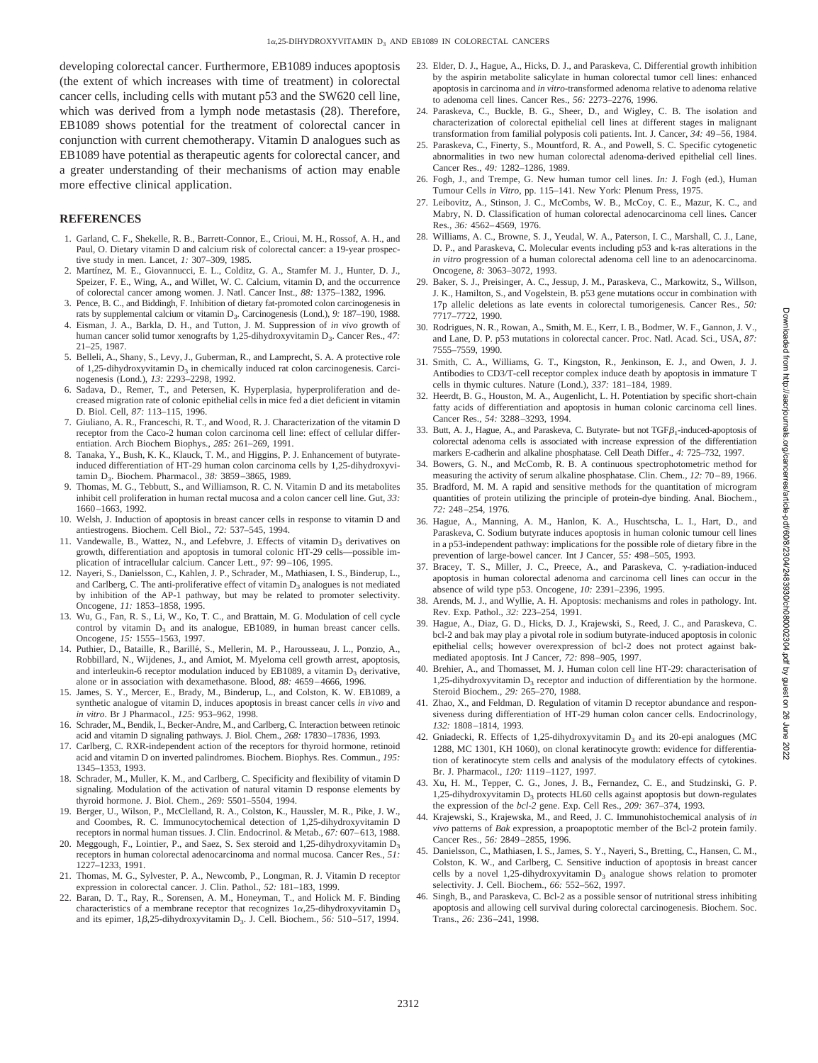developing colorectal cancer. Furthermore, EB1089 induces apoptosis (the extent of which increases with time of treatment) in colorectal cancer cells, including cells with mutant p53 and the SW620 cell line, which was derived from a lymph node metastasis (28). Therefore, EB1089 shows potential for the treatment of colorectal cancer in conjunction with current chemotherapy. Vitamin D analogues such as EB1089 have potential as therapeutic agents for colorectal cancer, and a greater understanding of their mechanisms of action may enable more effective clinical application.

## REFERENCES

1. Garland, C. F., Shekelle, R. B., Barrett-Connor, E., Crioui, M. H., Rossof, A. H., and Paul, O. Dietary vitamin D and calcium risk of colorectal cancer: a 19-year prospective study in men. Lancet, *1:* 307–309, 1985.
2. Martínez, M. E., Giovannucci, E. L., Colditz, G. A., Stamfer M. J., Hunter, D. J., Speizer, F. E., Wing, A., and Willet, W. C. Calcium, vitamin D, and the occurrence of colorectal cancer among women. J. Natl. Cancer Inst., *88:* 1375–1382, 1996.
3. Pence, B. C., and Biddingh, F. Inhibition of dietary fat-promoted colon carcinogenesis in rats by supplemental calcium or vitamin $D_3$. Carcinogenesis (Lond.), *9:* 187–190, 1988.
4. Eisman, J. A., Barkla, D. H., and Tutton, J. M. Suppression of *in vivo* growth of human cancer solid tumor xenografts by 1,25-dihydroxyvitamin $D_3$. Cancer Res., *47:* 21–25, 1987.
5. Belleli, A., Shany, S., Levy, J., Guberman, R., and Lamprecht, S. A. A protective role of 1,25-dihydroxyvitamin $D_3$ in chemically induced rat colon carcinogenesis. Carcinogenesis (Lond.), *13:* 2293–2298, 1992.
6. Sadava, D., Remer, T., and Petersen, K. Hyperplasia, hyperproliferation and decreased migration rate of colonic epithelial cells in mice fed a diet deficient in vitamin D. Biol. Cell, *87:* 113–115, 1996.
7. Giuliano, A. R., Franceschi, R. T., and Wood, R. J. Characterization of the vitamin D receptor from the Caco-2 human colon carcinoma cell line: effect of cellular differentiation. Arch Biochem Biophys., *285:* 261–269, 1991.
8. Tanaka, Y., Bush, K. K., Klauck, T. M., and Higgins, P. J. Enhancement of butyrate-induced differentiation of HT-29 human colon carcinoma cells by 1,25-dihydroxyvitamin $D_3$. Biochem. Pharmacol., *38:* 3859–3865, 1989.
9. Thomas, M. G., Tebbutt, S., and Williamson, R. C. N. Vitamin D and its metabolites inhibit cell proliferation in human rectal mucosa and a colon cancer cell line. Gut, *33:* 1660–1663, 1992.
10. Welsh, J. Induction of apoptosis in breast cancer cells in response to vitamin D and antiestrogens. Biochem. Cell Biol., *72:* 537–545, 1994.
11. Vandewalle, B., Wattez, N., and Lefebvre, J. Effects of vitamin $D_3$ derivatives on growth, differentiation and apoptosis in tumoral colonic HT-29 cells—possible implication of intracellular calcium. Cancer Lett., *97:* 99–106, 1995.
12. Nayeri, S., Danielsson, C., Kahlen, J. P., Schrader, M., Mathiasen, I. S., Binderup, L., and Carlberg, C. The anti-proliferative effect of vitamin $D_3$ analogues is not mediated by inhibition of the AP-1 pathway, but may be related to promoter selectivity. Oncogene, *11:* 1853–1858, 1995.
13. Wu, G., Fan, R. S., Li, W., Ko, T. C., and Brattain, M. G. Modulation of cell cycle control by vitamin $D_3$ and its analogue, EB1089, in human breast cancer cells. Oncogene, *15:* 1555–1563, 1997.
14. Puthier, D., Bataille, R., Barillé, S., Mellerin, M. P., Harousseau, J. L., Ponzio, A., Robbillard, N., Wijdenes, J., and Amiot, M. Myeloma cell growth arrest, apoptosis, and interleukin-6 receptor modulation induced by EB1089, a vitamin $D_3$ derivative, alone or in association with dexamethasone. Blood, *88:* 4659–4666, 1996.
15. James, S. Y., Mercer, E., Brady, M., Binderup, L., and Colston, K. W. EB1089, a synthetic analogue of vitamin D, induces apoptosis in breast cancer cells *in vivo* and *in vitro*. Br J Pharmacol., *125:* 953–962, 1998.
16. Schrader, M., Bendik, I., Becker-Andre, M., and Carlberg, C. Interaction between retinoic acid and vitamin D signaling pathways. J. Biol. Chem., *268:* 17830–17836, 1993.
17. Carlberg, C. RXR-independent action of the receptors for thyroid hormone, retinoid acid and vitamin D on inverted palindromes. Biochem. Biophys. Res. Commun., *195:* 1345–1353, 1993.
18. Schrader, M., Muller, K. M., and Carlberg, C. Specificity and flexibility of vitamin D signaling. Modulation of the activation of natural vitamin D response elements by thyroid hormone. J. Biol. Chem., *269:* 5501–5504, 1994.
19. Berger, U., Wilson, P., McClelland, R. A., Colston, K., Haussler, M. R., Pike, J. W., and Coombes, R. C. Immunocytochemical detection of 1,25-dihydroxyvitamin D receptors in normal human tissues. J. Clin. Endocrinol. & Metab., *67:* 607–613, 1988.
20. Meggough, F., Lointier, P., and Saez, S. Sex steroid and 1,25-dihydroxyvitamin $D_3$ receptors in human colorectal adenocarcinoma and normal mucosa. Cancer Res., *51:* 1227–1233, 1991.
21. Thomas, M. G., Sylvester, P. A., Newcomb, P., Longman, R. J. Vitamin D receptor expression in colorectal cancer. J. Clin. Pathol., *52:* 181–183, 1999.
22. Baran, D. T., Ray, R., Sorensen, A. M., Honeyman, T., and Holick M. F. Binding characteristics of a membrane receptor that recognizes 1$\alpha$,25-dihydroxyvitamin $D_3$ and its epimer, 1$\beta$,25-dihydroxyvitamin $D_3$. J. Cell. Biochem., *56:* 510–517, 1994.
23. Elder, D. J., Hague, A., Hicks, D. J., and Paraskeva, C. Differential growth inhibition by the aspirin metabolite salicylate in human colorectal tumor cell lines: enhanced apoptosis in carcinoma and *in vitro*-transformed adenoma relative to adenoma relative to adenoma cell lines. Cancer Res., *56:* 2273–2276, 1996.
24. Paraskeva, C., Buckle, B. G., Sheer, D., and Wigley, C. B. The isolation and characterization of colorectal epithelial cell lines at different stages in malignant transformation from familial polyposis coli patients. Int. J. Cancer, *34:* 49–56, 1984.
25. Paraskeva, C., Finerty, S., Mountford, R. A., and Powell, S. C. Specific cytogenetic abnormalities in two new human colorectal adenoma-derived epithelial cell lines. Cancer Res., *49:* 1282–1286, 1989.
26. Fogh, J., and Trempe, G. New human tumor cell lines. *In:* J. Fogh (ed.), Human Tumour Cells *in Vitro*, pp. 115–141. New York: Plenum Press, 1975.
27. Leibovitz, A., Stinson, J. C., McCombs, W. B., McCoy, C. E., Mazur, K. C., and Mabry, N. D. Classification of human colorectal adenocarcinoma cell lines. Cancer Res., *36:* 4562–4569, 1976.
28. Williams, A. C., Browne, S. J., Yeudal, W. A., Paterson, I. C., Marshall, C. J., Lane, D. P., and Paraskeva, C. Molecular events including p53 and k-ras alterations in the *in vitro* progression of a human colorectal adenoma cell line to an adenocarcinoma. Oncogene, *8:* 3063–3072, 1993.
29. Baker, S. J., Preisinger, A. C., Jessup, J. M., Paraskeva, C., Markowitz, S., Willson, J. K., Hamilton, S., and Vogelstein, B. p53 gene mutations occur in combination with 17p allelic deletions as late events in colorectal tumorigenesis. Cancer Res., *50:* 7717–7722, 1990.
30. Rodrigues, N. R., Rowan, A., Smith, M. E., Kerr, I. B., Bodmer, W. F., Gannon, J. V., and Lane, D. P. p53 mutations in colorectal cancer. Proc. Natl. Acad. Sci., USA, *87:* 7555–7559, 1990.
31. Smith, C. A., Williams, G. T., Kingston, R., Jenkinson, E. J., and Owen, J. J. Antibodies to CD3/T-cell receptor complex induce death by apoptosis in immature T cells in thymic cultures. Nature (Lond.), *337:* 181–184, 1989.
32. Heerdt, B. G., Houston, M. A., Augenlicht, L. H. Potentiation by specific short-chain fatty acids of differentiation and apoptosis in human colonic carcinoma cell lines. Cancer Res., *54:* 3288–3293, 1994.
33. Butt, A. J., Hague, A., and Paraskeva, C. Butyrate- but not TGF$\beta_1$-induced-apoptosis of colorectal adenoma cells is associated with increase expression of the differentiation markers E-cadherin and alkaline phosphatase. Cell Death Differ., *4:* 725–732, 1997.
34. Bowers, G. N., and McComb, R. B. A continuous spectrophotometric method for measuring the activity of serum alkaline phosphatase. Clin. Chem., *12:* 70–89, 1966.
35. Bradford, M. M. A rapid and sensitive methods for the quantitation of microgram quantities of protein utilizing the principle of protein-dye binding. Anal. Biochem., *72:* 248–254, 1976.
36. Hague, A., Manning, A. M., Hanlon, K. A., Huschtscha, L. I., Hart, D., and Paraskeva, C. Sodium butyrate induces apoptosis in human colonic tumour cell lines in a p53-independent pathway: implications for the possible role of dietary fibre in the prevention of large-bowel cancer. Int J Cancer, *55:* 498–505, 1993.
37. Bracey, T. S., Miller, J. C., Preece, A., and Paraskeva, C. $\gamma$-radiation-induced apoptosis in human colorectal adenoma and carcinoma cell lines can occur in the absence of wild type p53. Oncogene, *10:* 2391–2396, 1995.
38. Arends, M. J., and Wyllie, A. H. Apoptosis: mechanisms and roles in pathology. Int. Rev. Exp. Pathol., *32:* 223–254, 1991.
39. Hague, A., Diaz, G. D., Hicks, D. J., Krajewski, S., Reed, J. C., and Paraskeva, C. bcl-2 and bak may play a pivotal role in sodium butyrate-induced apoptosis in colonic epithelial cells; however overexpression of bcl-2 does not protect against bak-mediated apoptosis. Int J Cancer, *72:* 898–905, 1997.
40. Brehier, A., and Thomasset, M. J. Human colon cell line HT-29: characterisation of 1,25-dihydroxyvitamin $D_3$ receptor and induction of differentiation by the hormone. Steroid Biochem., *29:* 265–270, 1988.
41. Zhao, X., and Feldman, D. Regulation of vitamin D receptor abundance and responsiveness during differentiation of HT-29 human colon cancer cells. Endocrinology, *132:* 1808–1814, 1993.
42. Gniadecki, R. Effects of 1,25-dihydroxyvitamin $D_3$ and its 20-epi analogues (MC 1288, MC 1301, KH 1060), on clonal keratinocyte growth: evidence for differentiation of keratinocyte stem cells and analysis of the modulatory effects of cytokines. Br. J. Pharmacol., *120:* 1119–1127, 1997.
43. Xu, H. M., Tepper, C. G., Jones, J. B., Fernandez, C. E., and Studzinski, G. P. 1,25-dihydroxyvitamin $D_3$ protects HL60 cells against apoptosis but down-regulates the expression of the *bcl-2* gene. Exp. Cell Res., *209:* 367–374, 1993.
44. Krajewski, S., Krajewska, M., and Reed, J. C. Immunohistochemical analysis of *in vivo* patterns of *Bak* expression, a proapoptotic member of the Bcl-2 protein family. Cancer Res., *56:* 2849–2855, 1996.
45. Danielsson, C., Mathiasen, I. S., James, S. Y., Nayeri, S., Bretting, C., Hansen, C. M., Colston, K. W., and Carlberg, C. Sensitive induction of apoptosis in breast cancer cells by a novel 1,25-dihydroxyvitamin $D_3$ analogue shows relation to promoter selectivity. J. Cell. Biochem., *66:* 552–562, 1997.
46. Singh, B., and Paraskeva, C. Bcl-2 as a possible sensor of nutritional stress inhibiting apoptosis and allowing cell survival during colorectal carcinogenesis. Biochem. Soc. Trans., *26:* 236–241, 1998.